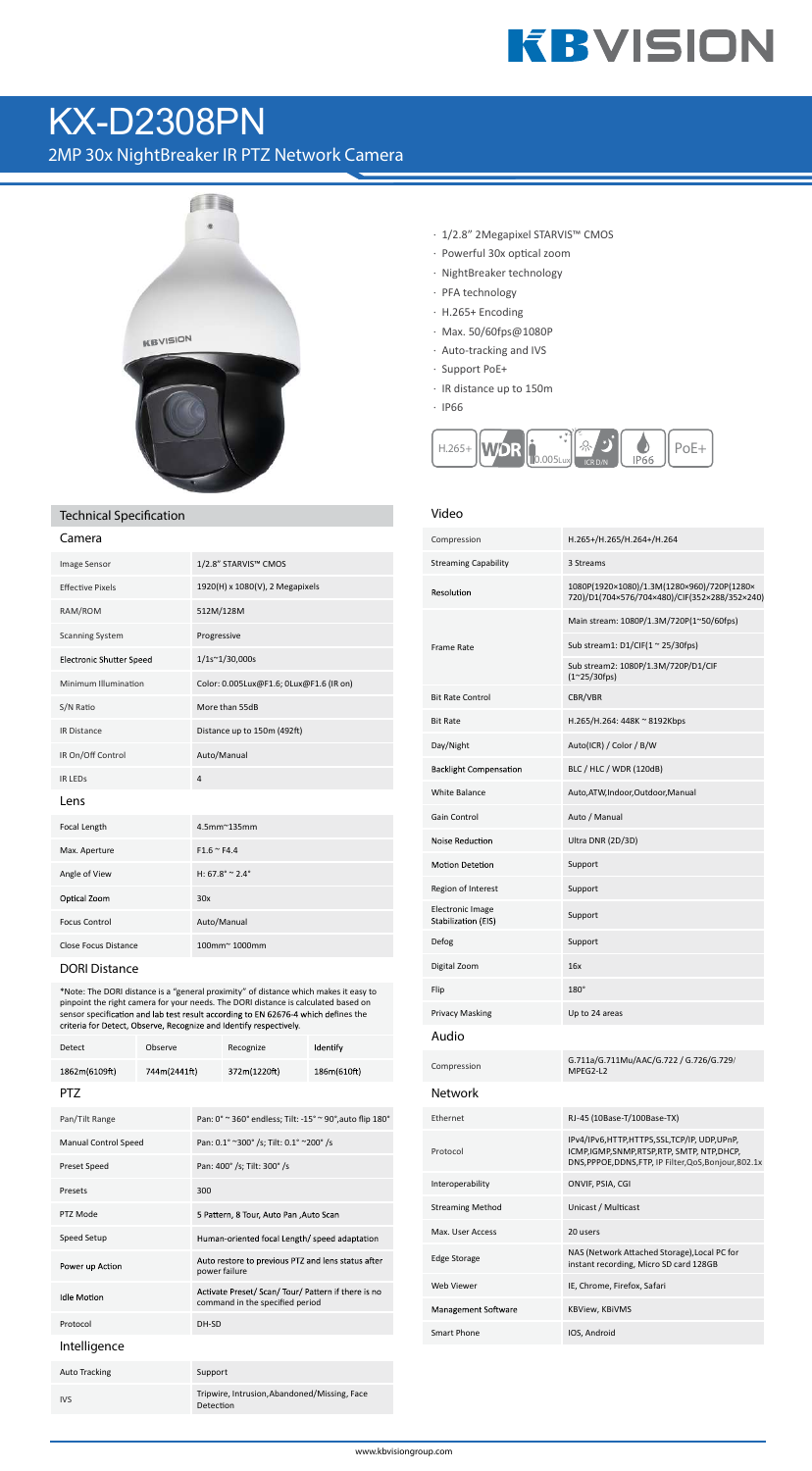# KX-D2308PN

## 2MP 30x NightBreaker IR PTZ Network Camera

- 1/2.8" 2Megapixel STARVIS™ CMOS
- Powerful 30x optical zoom
- NightBreaker technology
- PFA technology
- H.265+ Encoding
- Max. 50/60fps@1080P
- Auto-tracking and IVS
- Support PoE+
- IR distance up to 150m
- IP66

H.265+ | WDR | 0.005Lux | ICR D/N | IP66 | PoE+

## Technical Specification

### Camera

| | |
|---|---|
| Image Sensor | 1/2.8" STARVIS™ CMOS |
| Effective Pixels | 1920(H) x 1080(V), 2 Megapixels |
| RAM/ROM | 512M/128M |
| Scanning System | Progressive |
| Electronic Shutter Speed | 1/1s~1/30,000s |
| Minimum Illumination | Color: 0.005Lux@F1.6; 0Lux@F1.6 (IR on) |
| S/N Ratio | More than 55dB |
| IR Distance | Distance up to 150m (492ft) |
| IR On/Off Control | Auto/Manual |
| IR LEDs | 4 |

### Lens

| | |
|---|---|
| Focal Length | 4.5mm~135mm |
| Max. Aperture | F1.6 ~ F4.4 |
| Angle of View | H: 67.8° ~ 2.4° |
| Optical Zoom | 30x |
| Focus Control | Auto/Manual |
| Close Focus Distance | 100mm~ 1000mm |

### DORI Distance

*Note: The DORI distance is a "general proximity" of distance which makes it easy to pinpoint the right camera for your needs. The DORI distance is calculated based on sensor specification and lab test result according to EN 62676-4 which defines the criteria for Detect, Observe, Recognize and Identify respectively.

| Detect | Observe | Recognize | Identify |
|---|---|---|---|
| 1862m(6109ft) | 744m(2441ft) | 372m(1220ft) | 186m(610ft) |

### PTZ

| | |
|---|---|
| Pan/Tilt Range | Pan: 0° ~ 360° endless; Tilt: -15° ~ 90°,auto flip 180° |
| Manual Control Speed | Pan: 0.1° ~300° /s; Tilt: 0.1° ~200° /s |
| Preset Speed | Pan: 400° /s; Tilt: 300° /s |
| Presets | 300 |
| PTZ Mode | 5 Pattern, 8 Tour, Auto Pan ,Auto Scan |
| Speed Setup | Human-oriented focal Length/ speed adaptation |
| Power up Action | Auto restore to previous PTZ and lens status after power failure |
| Idle Motion | Activate Preset/ Scan/ Tour/ Pattern if there is no command in the specified period |
| Protocol | DH-SD |

### Intelligence

| | |
|---|---|
| Auto Tracking | Support |
| IVS | Tripwire, Intrusion,Abandoned/Missing, Face Detection |

### Video

| | |
|---|---|
| Compression | H.265+/H.265/H.264+/H.264 |
| Streaming Capability | 3 Streams |
| Resolution | 1080P(1920×1080)/1.3M(1280×960)/720P(1280×720)/D1(704×576/704×480)/CIF(352×288/352×240) |
| Frame Rate | Main stream: 1080P/1.3M/720P(1~50/60fps) |
| | Sub stream1: D1/CIF(1 ~ 25/30fps) |
| | Sub stream2: 1080P/1.3M/720P/D1/CIF (1~25/30fps) |
| Bit Rate Control | CBR/VBR |
| Bit Rate | H.265/H.264: 448K ~ 8192Kbps |
| Day/Night | Auto(ICR) / Color / B/W |
| Backlight Compensation | BLC / HLC / WDR (120dB) |
| White Balance | Auto,ATW,Indoor,Outdoor,Manual |
| Gain Control | Auto / Manual |
| Noise Reduction | Ultra DNR (2D/3D) |
| Motion Detetion | Support |
| Region of Interest | Support |
| Electronic Image Stabilization (EIS) | Support |
| Defog | Support |
| Digital Zoom | 16x |
| Flip | 180° |
| Privacy Masking | Up to 24 areas |

### Audio

| | |
|---|---|
| Compression | G.711a/G.711Mu/AAC/G.722 / G.726/G.729/ MPEG2-L2 |

### Network

| | |
|---|---|
| Ethernet | RJ-45 (10Base-T/100Base-TX) |
| Protocol | IPv4/IPv6,HTTP,HTTPS,SSL,TCP/IP, UDP,UPnP, ICMP,IGMP,SNMP,RTSP,RTP, SMTP, NTP,DHCP, DNS,PPPOE,DDNS,FTP, IP Filter,QoS,Bonjour,802.1x |
| Interoperability | ONVIF, PSIA, CGI |
| Streaming Method | Unicast / Multicast |
| Max. User Access | 20 users |
| Edge Storage | NAS (Network Attached Storage),Local PC for instant recording, Micro SD card 128GB |
| Web Viewer | IE, Chrome, Firefox, Safari |
| Management Software | KBView, KBiVMS |
| Smart Phone | IOS, Android |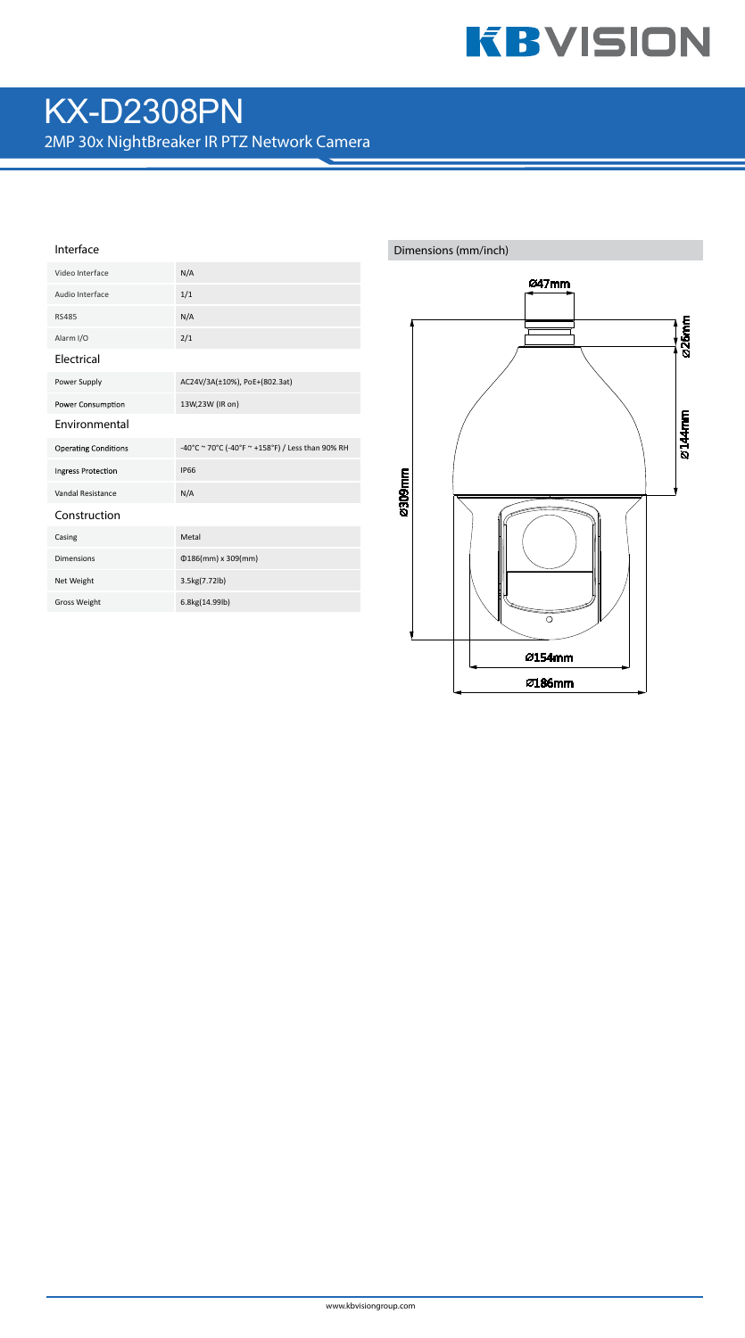# KX-D2308PN

2MP 30x NightBreaker IR PTZ Network Camera

### Interface

| | |
|---|---|
| Video Interface | N/A |
| Audio Interface | 1/1 |
| RS485 | N/A |
| Alarm I/O | 2/1 |

### Electrical

| | |
|---|---|
| Power Supply | AC24V/3A(±10%), PoE+(802.3at) |
| Power Consumption | 13W,23W (IR on) |

### Environmental

| | |
|---|---|
| Operating Conditions | -40°C ~ 70°C (-40°F ~ +158°F) / Less than 90% RH |
| Ingress Protection | IP66 |
| Vandal Resistance | N/A |

### Construction

| | |
|---|---|
| Casing | Metal |
| Dimensions | Φ186(mm) x 309(mm) |
| Net Weight | 3.5kg(7.72lb) |
| Gross Weight | 6.8kg(14.99lb) |

### Dimensions (mm/inch)

Ø47mm
Ø26mm
Ø144mm
Ø309mm
Ø154mm
Ø186mm

www.kbvisiongroup.com